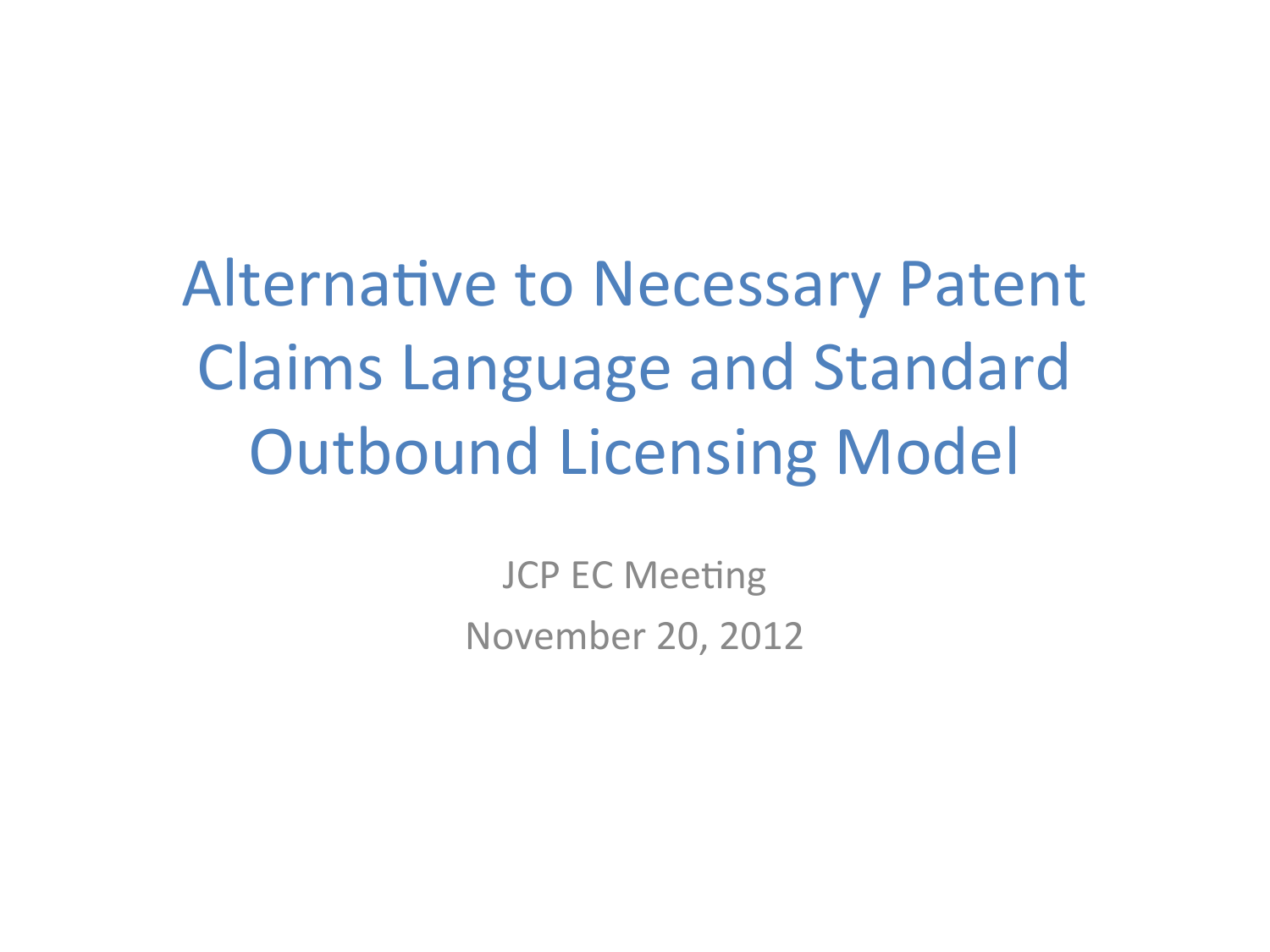# Alternative to Necessary Patent Claims Language and Standard Outbound Licensing Model

JCP EC Meeting

November 20, 2012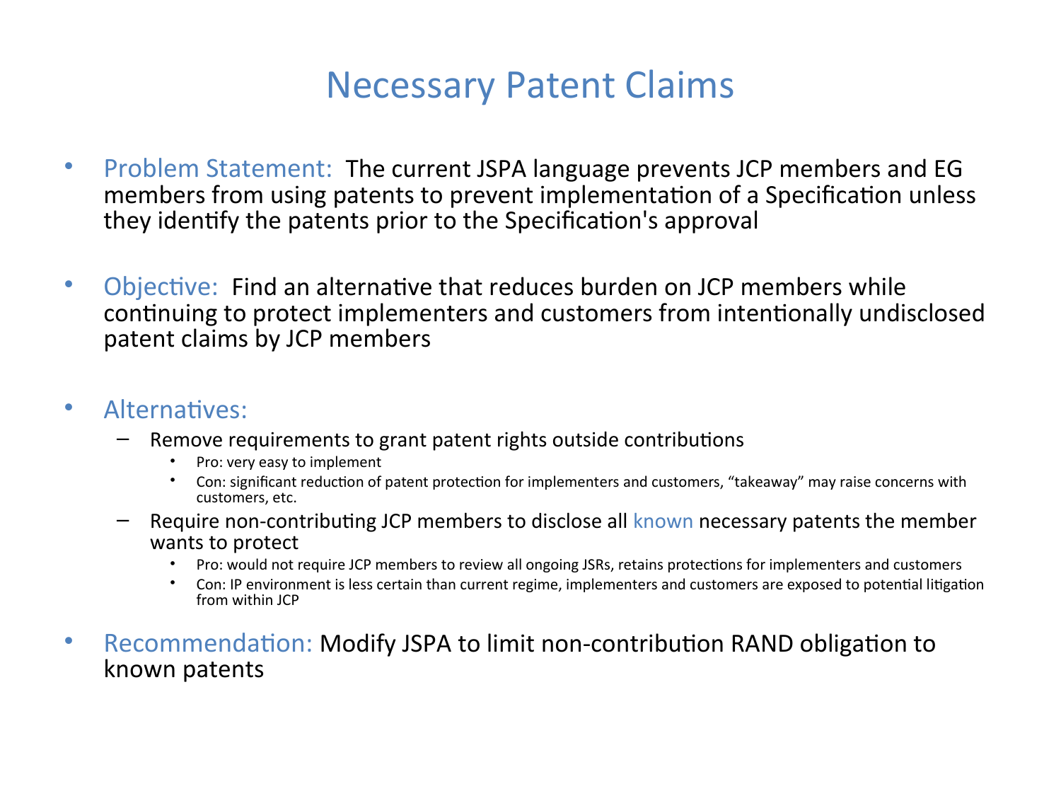# Necessary Patent Claims

- Problem Statement: The current JSPA language prevents JCP members and EG members from using patents to prevent implementation of a Specification unless they identify the patents prior to the Specification's approval
- Objective: Find an alternative that reduces burden on JCP members while continuing to protect implementers and customers from intentionally undisclosed patent claims by JCP members
- Alternatives:
  - Remove requirements to grant patent rights outside contributions
    - Pro: very easy to implement
    - Con: significant reduction of patent protection for implementers and customers, "takeaway" may raise concerns with customers, etc.
  - Require non-contributing JCP members to disclose all known necessary patents the member wants to protect
    - Pro: would not require JCP members to review all ongoing JSRs, retains protections for implementers and customers
    - Con: IP environment is less certain than current regime, implementers and customers are exposed to potential litigation from within JCP
- Recommendation: Modify JSPA to limit non-contribution RAND obligation to known patents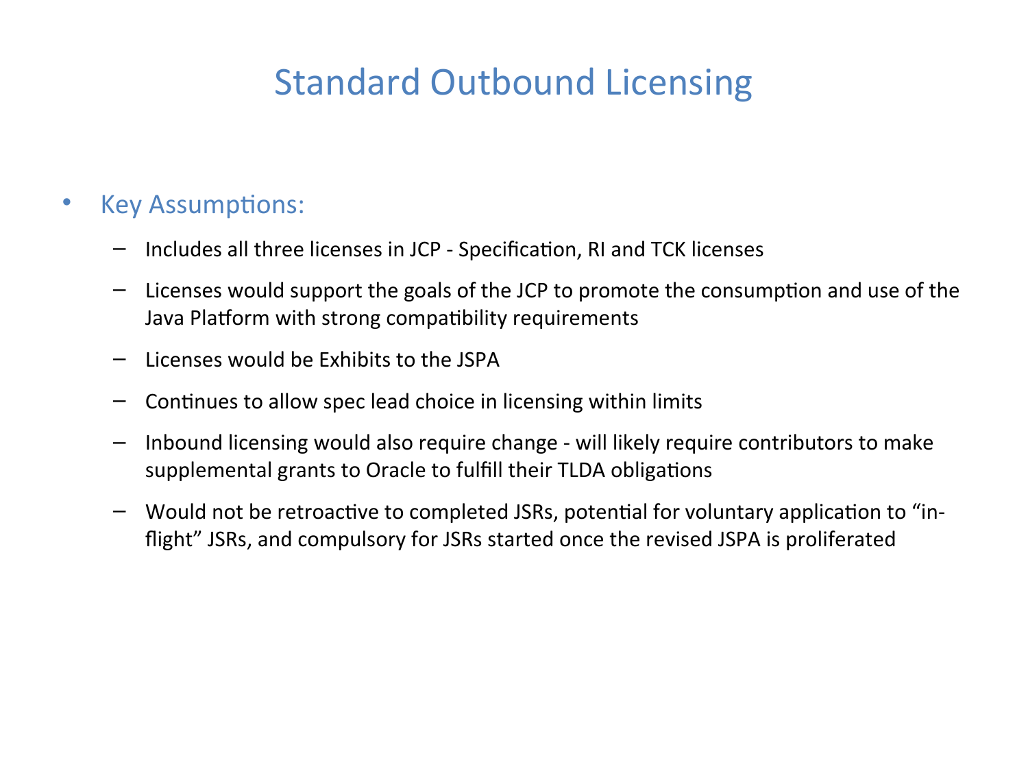# Standard Outbound Licensing

- Key Assumptions:
  - Includes all three licenses in JCP - Specification, RI and TCK licenses
  - Licenses would support the goals of the JCP to promote the consumption and use of the Java Platform with strong compatibility requirements
  - Licenses would be Exhibits to the JSPA
  - Continues to allow spec lead choice in licensing within limits
  - Inbound licensing would also require change - will likely require contributors to make supplemental grants to Oracle to fulfill their TLDA obligations
  - Would not be retroactive to completed JSRs, potential for voluntary application to "in-flight" JSRs, and compulsory for JSRs started once the revised JSPA is proliferated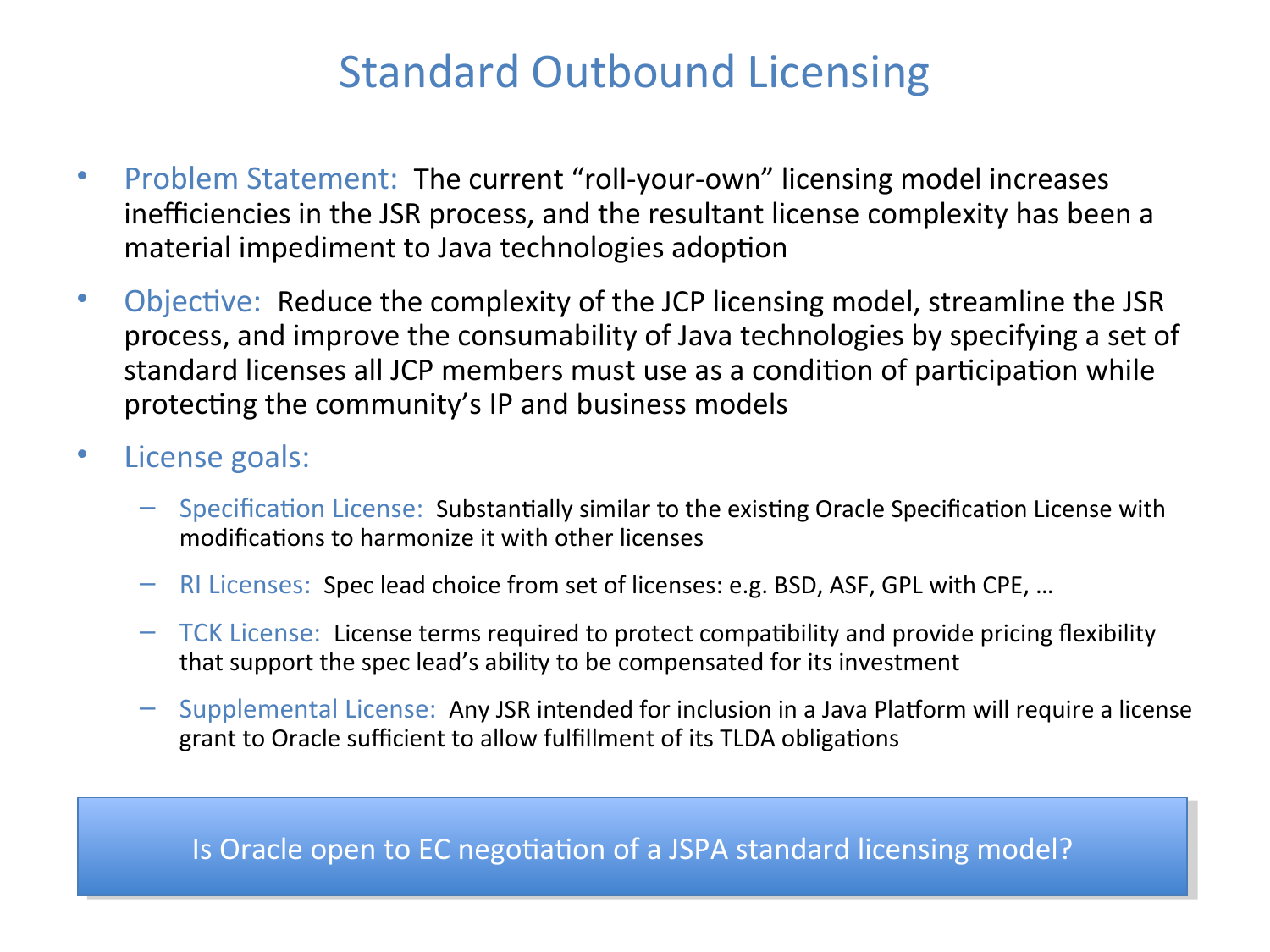# Standard Outbound Licensing

- Problem Statement: The current "roll-your-own" licensing model increases inefficiencies in the JSR process, and the resultant license complexity has been a material impediment to Java technologies adoption
- Objective: Reduce the complexity of the JCP licensing model, streamline the JSR process, and improve the consumability of Java technologies by specifying a set of standard licenses all JCP members must use as a condition of participation while protecting the community's IP and business models
- License goals:
  - Specification License: Substantially similar to the existing Oracle Specification License with modifications to harmonize it with other licenses
  - RI Licenses: Spec lead choice from set of licenses: e.g. BSD, ASF, GPL with CPE, …
  - TCK License: License terms required to protect compatibility and provide pricing flexibility that support the spec lead's ability to be compensated for its investment
  - Supplemental License: Any JSR intended for inclusion in a Java Platform will require a license grant to Oracle sufficient to allow fulfillment of its TLDA obligations

Is Oracle open to EC negotiation of a JSPA standard licensing model?